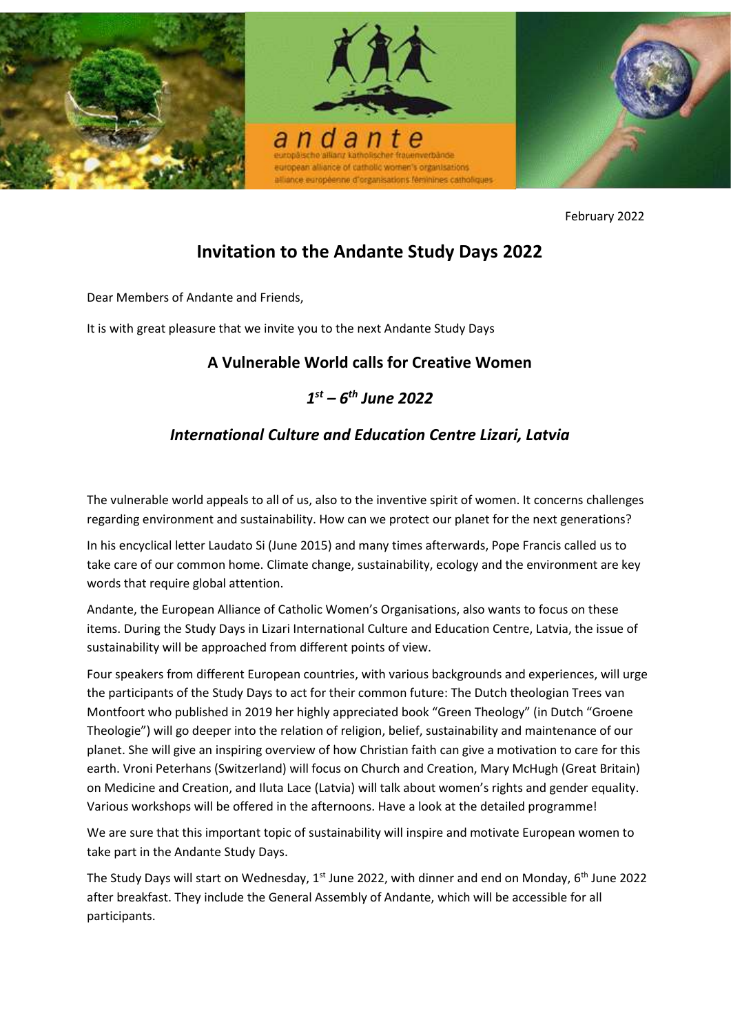andante

europäische allianz katholischer frauenverbände
european alliance of catholic women's organisations
alliance européenne d'organisations féminines catholiques

February 2022

# Invitation to the Andante Study Days 2022

Dear Members of Andante and Friends,

It is with great pleasure that we invite you to the next Andante Study Days

## A Vulnerable World calls for Creative Women

### *1st – 6th June 2022*

### *International Culture and Education Centre Lizari, Latvia*

The vulnerable world appeals to all of us, also to the inventive spirit of women. It concerns challenges regarding environment and sustainability. How can we protect our planet for the next generations?

In his encyclical letter Laudato Si (June 2015) and many times afterwards, Pope Francis called us to take care of our common home. Climate change, sustainability, ecology and the environment are key words that require global attention.

Andante, the European Alliance of Catholic Women's Organisations, also wants to focus on these items. During the Study Days in Lizari International Culture and Education Centre, Latvia, the issue of sustainability will be approached from different points of view.

Four speakers from different European countries, with various backgrounds and experiences, will urge the participants of the Study Days to act for their common future: The Dutch theologian Trees van Montfoort who published in 2019 her highly appreciated book "Green Theology" (in Dutch "Groene Theologie") will go deeper into the relation of religion, belief, sustainability and maintenance of our planet. She will give an inspiring overview of how Christian faith can give a motivation to care for this earth. Vroni Peterhans (Switzerland) will focus on Church and Creation, Mary McHugh (Great Britain) on Medicine and Creation, and Iluta Lace (Latvia) will talk about women's rights and gender equality. Various workshops will be offered in the afternoons. Have a look at the detailed programme!

We are sure that this important topic of sustainability will inspire and motivate European women to take part in the Andante Study Days.

The Study Days will start on Wednesday, 1st June 2022, with dinner and end on Monday, 6th June 2022 after breakfast. They include the General Assembly of Andante, which will be accessible for all participants.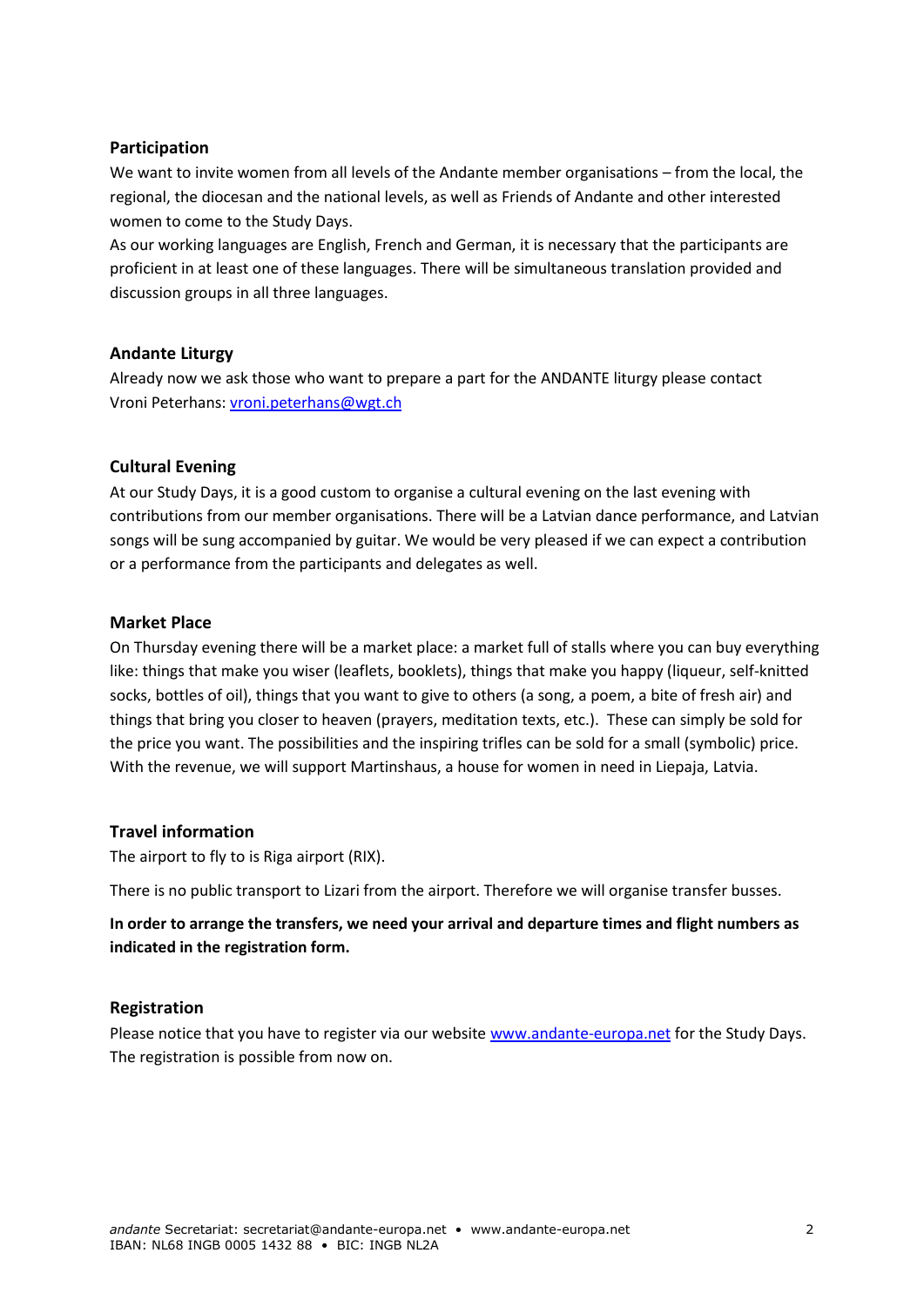## Participation

We want to invite women from all levels of the Andante member organisations – from the local, the regional, the diocesan and the national levels, as well as Friends of Andante and other interested women to come to the Study Days.

As our working languages are English, French and German, it is necessary that the participants are proficient in at least one of these languages. There will be simultaneous translation provided and discussion groups in all three languages.

## Andante Liturgy

Already now we ask those who want to prepare a part for the ANDANTE liturgy please contact Vroni Peterhans: vroni.peterhans@wgt.ch

## Cultural Evening

At our Study Days, it is a good custom to organise a cultural evening on the last evening with contributions from our member organisations. There will be a Latvian dance performance, and Latvian songs will be sung accompanied by guitar. We would be very pleased if we can expect a contribution or a performance from the participants and delegates as well.

## Market Place

On Thursday evening there will be a market place: a market full of stalls where you can buy everything like: things that make you wiser (leaflets, booklets), things that make you happy (liqueur, self-knitted socks, bottles of oil), things that you want to give to others (a song, a poem, a bite of fresh air) and things that bring you closer to heaven (prayers, meditation texts, etc.). These can simply be sold for the price you want. The possibilities and the inspiring trifles can be sold for a small (symbolic) price. With the revenue, we will support Martinshaus, a house for women in need in Liepaja, Latvia.

## Travel information

The airport to fly to is Riga airport (RIX).

There is no public transport to Lizari from the airport. Therefore we will organise transfer busses.

**In order to arrange the transfers, we need your arrival and departure times and flight numbers as indicated in the registration form.**

## Registration

Please notice that you have to register via our website www.andante-europa.net for the Study Days. The registration is possible from now on.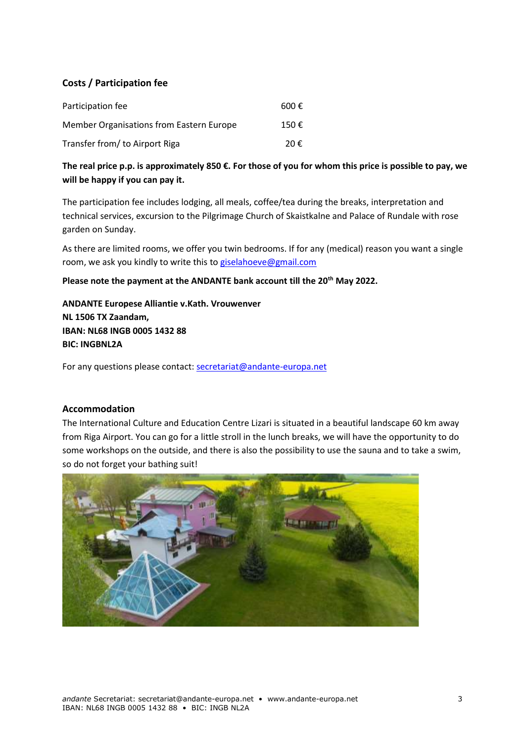## Costs / Participation fee

| | |
|---|---|
| Participation fee | 600 € |
| Member Organisations from Eastern Europe | 150 € |
| Transfer from/ to Airport Riga | 20 € |

**The real price p.p. is approximately 850 €. For those of you for whom this price is possible to pay, we will be happy if you can pay it.**

The participation fee includes lodging, all meals, coffee/tea during the breaks, interpretation and technical services, excursion to the Pilgrimage Church of Skaistkalne and Palace of Rundale with rose garden on Sunday.

As there are limited rooms, we offer you twin bedrooms. If for any (medical) reason you want a single room, we ask you kindly to write this to giselahoeve@gmail.com

**Please note the payment at the ANDANTE bank account till the 20th May 2022.**

**ANDANTE Europese Alliantie v.Kath. Vrouwenver**
**NL 1506 TX Zaandam,**
**IBAN: NL68 INGB 0005 1432 88**
**BIC: INGBNL2A**

For any questions please contact: secretariat@andante-europa.net

## Accommodation

The International Culture and Education Centre Lizari is situated in a beautiful landscape 60 km away from Riga Airport. You can go for a little stroll in the lunch breaks, we will have the opportunity to do some workshops on the outside, and there is also the possibility to use the sauna and to take a swim, so do not forget your bathing suit!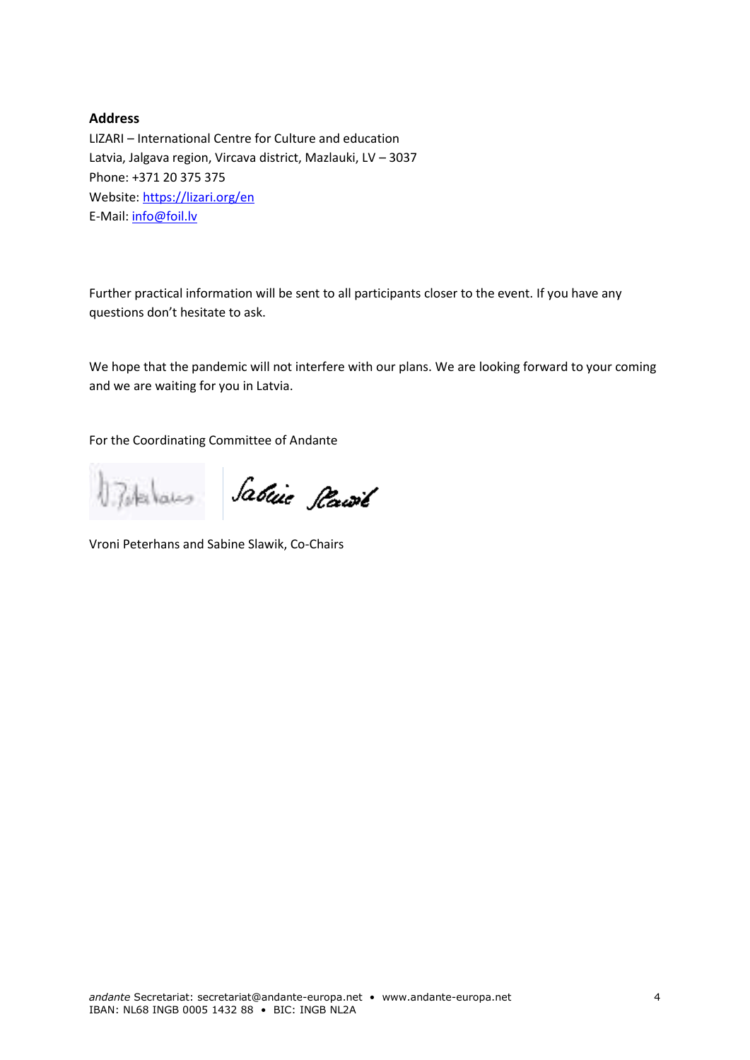**Address**

LIZARI – International Centre for Culture and education
Latvia, Jalgava region, Vircava district, Mazlauki, LV – 3037
Phone: +371 20 375 375
Website: https://lizari.org/en
E-Mail: info@foil.lv

Further practical information will be sent to all participants closer to the event. If you have any questions don't hesitate to ask.

We hope that the pandemic will not interfere with our plans. We are looking forward to your coming and we are waiting for you in Latvia.

For the Coordinating Committee of Andante

Vroni Peterhans and Sabine Slawik, Co-Chairs

*andante* Secretariat: secretariat@andante-europa.net • www.andante-europa.net
IBAN: NL68 INGB 0005 1432 88 • BIC: INGB NL2A